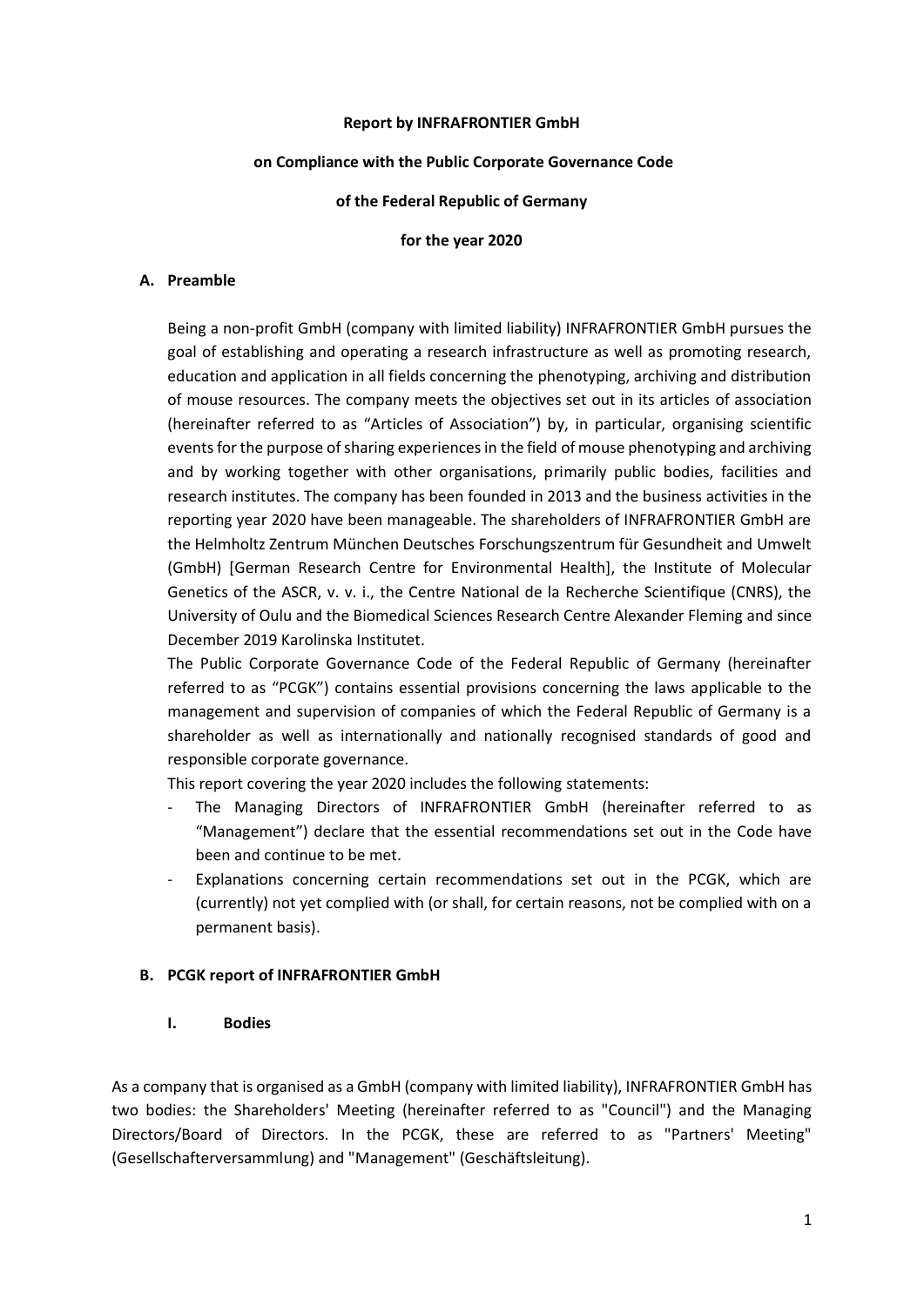**Report by INFRAFRONTIER GmbH**

**on Compliance with the Public Corporate Governance Code**

**of the Federal Republic of Germany**

**for the year 2020**

## A. Preamble

Being a non-profit GmbH (company with limited liability) INFRAFRONTIER GmbH pursues the goal of establishing and operating a research infrastructure as well as promoting research, education and application in all fields concerning the phenotyping, archiving and distribution of mouse resources. The company meets the objectives set out in its articles of association (hereinafter referred to as "Articles of Association") by, in particular, organising scientific events for the purpose of sharing experiences in the field of mouse phenotyping and archiving and by working together with other organisations, primarily public bodies, facilities and research institutes. The company has been founded in 2013 and the business activities in the reporting year 2020 have been manageable. The shareholders of INFRAFRONTIER GmbH are the Helmholtz Zentrum München Deutsches Forschungszentrum für Gesundheit and Umwelt (GmbH) [German Research Centre for Environmental Health], the Institute of Molecular Genetics of the ASCR, v. v. i., the Centre National de la Recherche Scientifique (CNRS), the University of Oulu and the Biomedical Sciences Research Centre Alexander Fleming and since December 2019 Karolinska Institutet.

The Public Corporate Governance Code of the Federal Republic of Germany (hereinafter referred to as "PCGK") contains essential provisions concerning the laws applicable to the management and supervision of companies of which the Federal Republic of Germany is a shareholder as well as internationally and nationally recognised standards of good and responsible corporate governance.

This report covering the year 2020 includes the following statements:

- The Managing Directors of INFRAFRONTIER GmbH (hereinafter referred to as "Management") declare that the essential recommendations set out in the Code have been and continue to be met.
- Explanations concerning certain recommendations set out in the PCGK, which are (currently) not yet complied with (or shall, for certain reasons, not be complied with on a permanent basis).

## B. PCGK report of INFRAFRONTIER GmbH

### I. Bodies

As a company that is organised as a GmbH (company with limited liability), INFRAFRONTIER GmbH has two bodies: the Shareholders' Meeting (hereinafter referred to as "Council") and the Managing Directors/Board of Directors. In the PCGK, these are referred to as "Partners' Meeting" (Gesellschafterversammlung) and "Management" (Geschäftsleitung).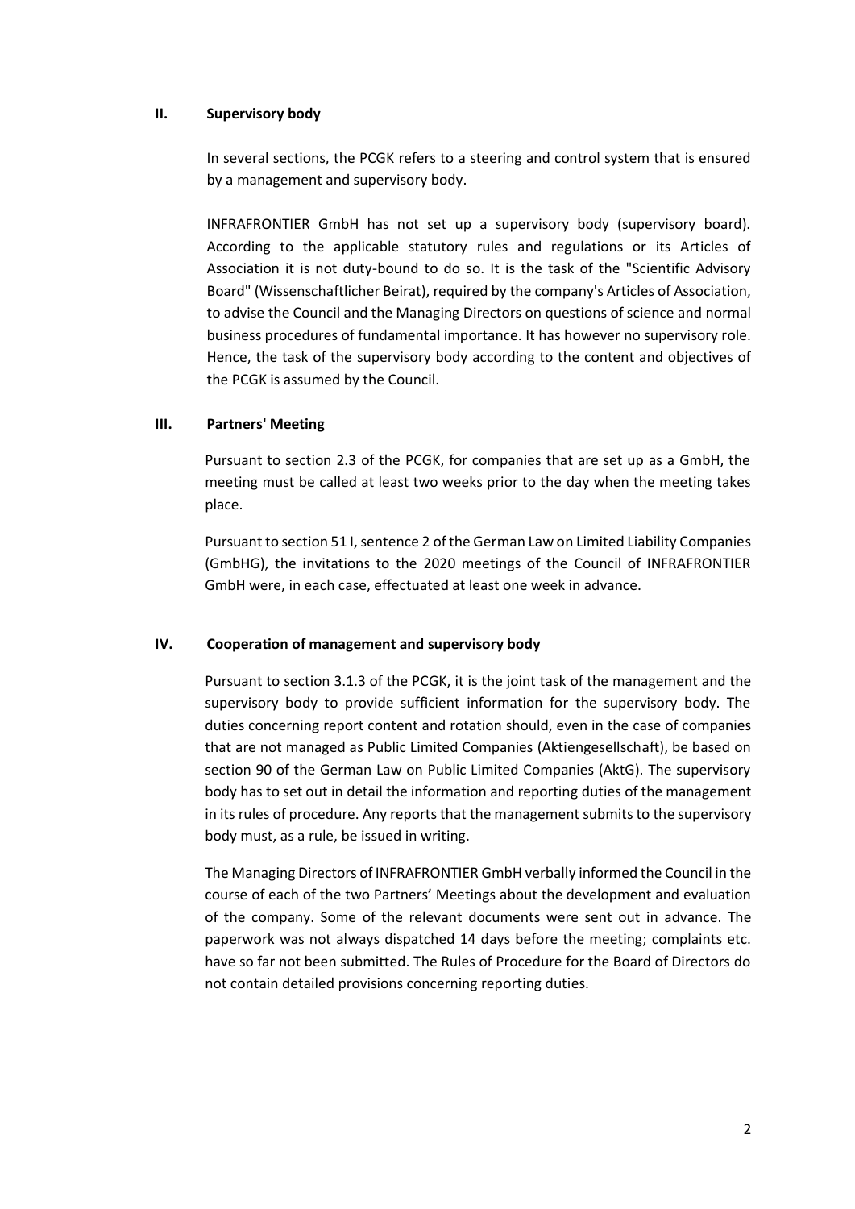## II. Supervisory body

In several sections, the PCGK refers to a steering and control system that is ensured by a management and supervisory body.

INFRAFRONTIER GmbH has not set up a supervisory body (supervisory board). According to the applicable statutory rules and regulations or its Articles of Association it is not duty-bound to do so. It is the task of the "Scientific Advisory Board" (Wissenschaftlicher Beirat), required by the company's Articles of Association, to advise the Council and the Managing Directors on questions of science and normal business procedures of fundamental importance. It has however no supervisory role. Hence, the task of the supervisory body according to the content and objectives of the PCGK is assumed by the Council.

## III. Partners' Meeting

Pursuant to section 2.3 of the PCGK, for companies that are set up as a GmbH, the meeting must be called at least two weeks prior to the day when the meeting takes place.

Pursuant to section 51 I, sentence 2 of the German Law on Limited Liability Companies (GmbHG), the invitations to the 2020 meetings of the Council of INFRAFRONTIER GmbH were, in each case, effectuated at least one week in advance.

## IV. Cooperation of management and supervisory body

Pursuant to section 3.1.3 of the PCGK, it is the joint task of the management and the supervisory body to provide sufficient information for the supervisory body. The duties concerning report content and rotation should, even in the case of companies that are not managed as Public Limited Companies (Aktiengesellschaft), be based on section 90 of the German Law on Public Limited Companies (AktG). The supervisory body has to set out in detail the information and reporting duties of the management in its rules of procedure. Any reports that the management submits to the supervisory body must, as a rule, be issued in writing.

The Managing Directors of INFRAFRONTIER GmbH verbally informed the Council in the course of each of the two Partners' Meetings about the development and evaluation of the company. Some of the relevant documents were sent out in advance. The paperwork was not always dispatched 14 days before the meeting; complaints etc. have so far not been submitted. The Rules of Procedure for the Board of Directors do not contain detailed provisions concerning reporting duties.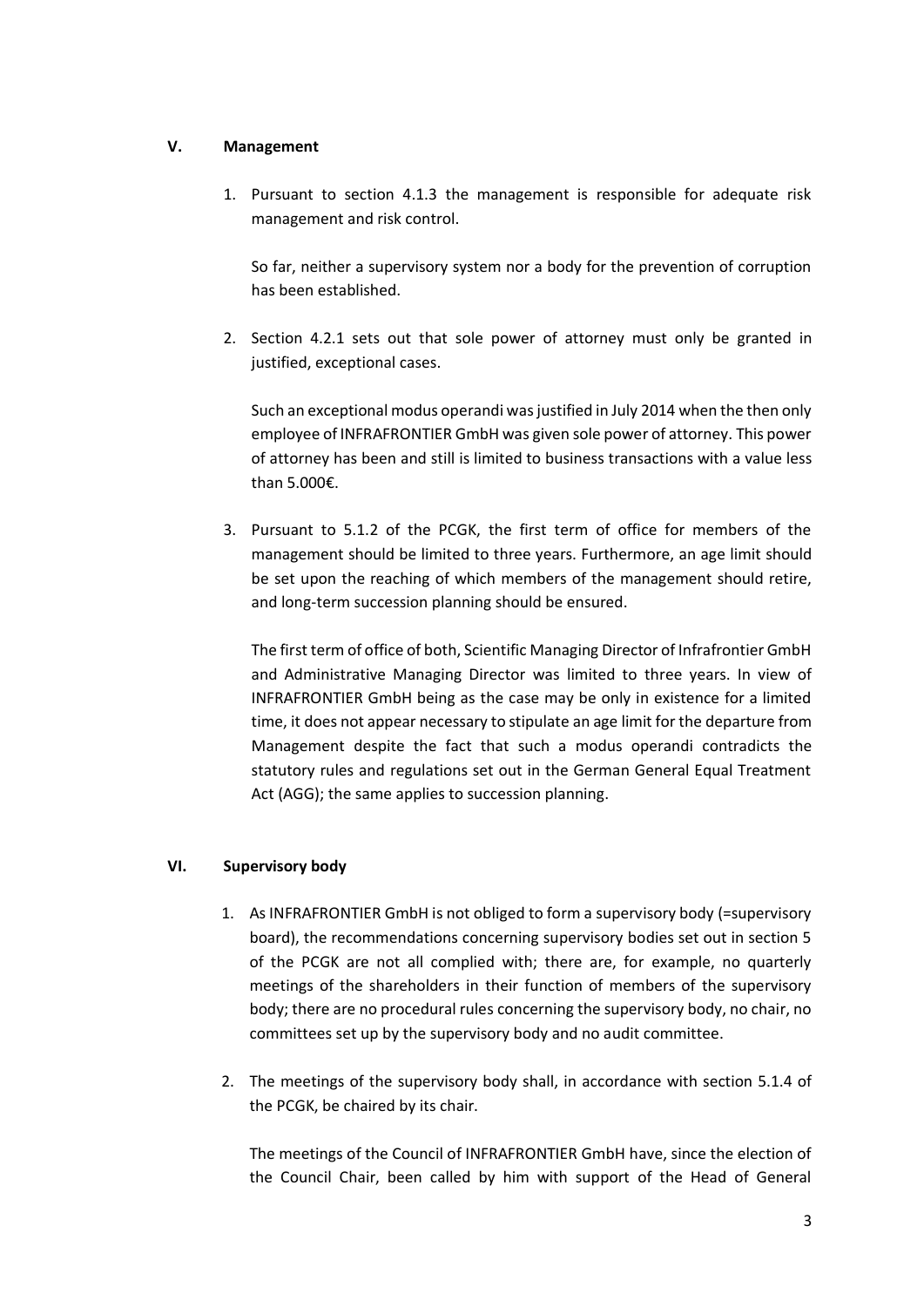## V. Management

1. Pursuant to section 4.1.3 the management is responsible for adequate risk management and risk control.

   So far, neither a supervisory system nor a body for the prevention of corruption has been established.

2. Section 4.2.1 sets out that sole power of attorney must only be granted in justified, exceptional cases.

   Such an exceptional modus operandi was justified in July 2014 when the then only employee of INFRAFRONTIER GmbH was given sole power of attorney. This power of attorney has been and still is limited to business transactions with a value less than 5.000€.

3. Pursuant to 5.1.2 of the PCGK, the first term of office for members of the management should be limited to three years. Furthermore, an age limit should be set upon the reaching of which members of the management should retire, and long-term succession planning should be ensured.

   The first term of office of both, Scientific Managing Director of Infrafrontier GmbH and Administrative Managing Director was limited to three years. In view of INFRAFRONTIER GmbH being as the case may be only in existence for a limited time, it does not appear necessary to stipulate an age limit for the departure from Management despite the fact that such a modus operandi contradicts the statutory rules and regulations set out in the German General Equal Treatment Act (AGG); the same applies to succession planning.

## VI. Supervisory body

1. As INFRAFRONTIER GmbH is not obliged to form a supervisory body (=supervisory board), the recommendations concerning supervisory bodies set out in section 5 of the PCGK are not all complied with; there are, for example, no quarterly meetings of the shareholders in their function of members of the supervisory body; there are no procedural rules concerning the supervisory body, no chair, no committees set up by the supervisory body and no audit committee.

2. The meetings of the supervisory body shall, in accordance with section 5.1.4 of the PCGK, be chaired by its chair.

   The meetings of the Council of INFRAFRONTIER GmbH have, since the election of the Council Chair, been called by him with support of the Head of General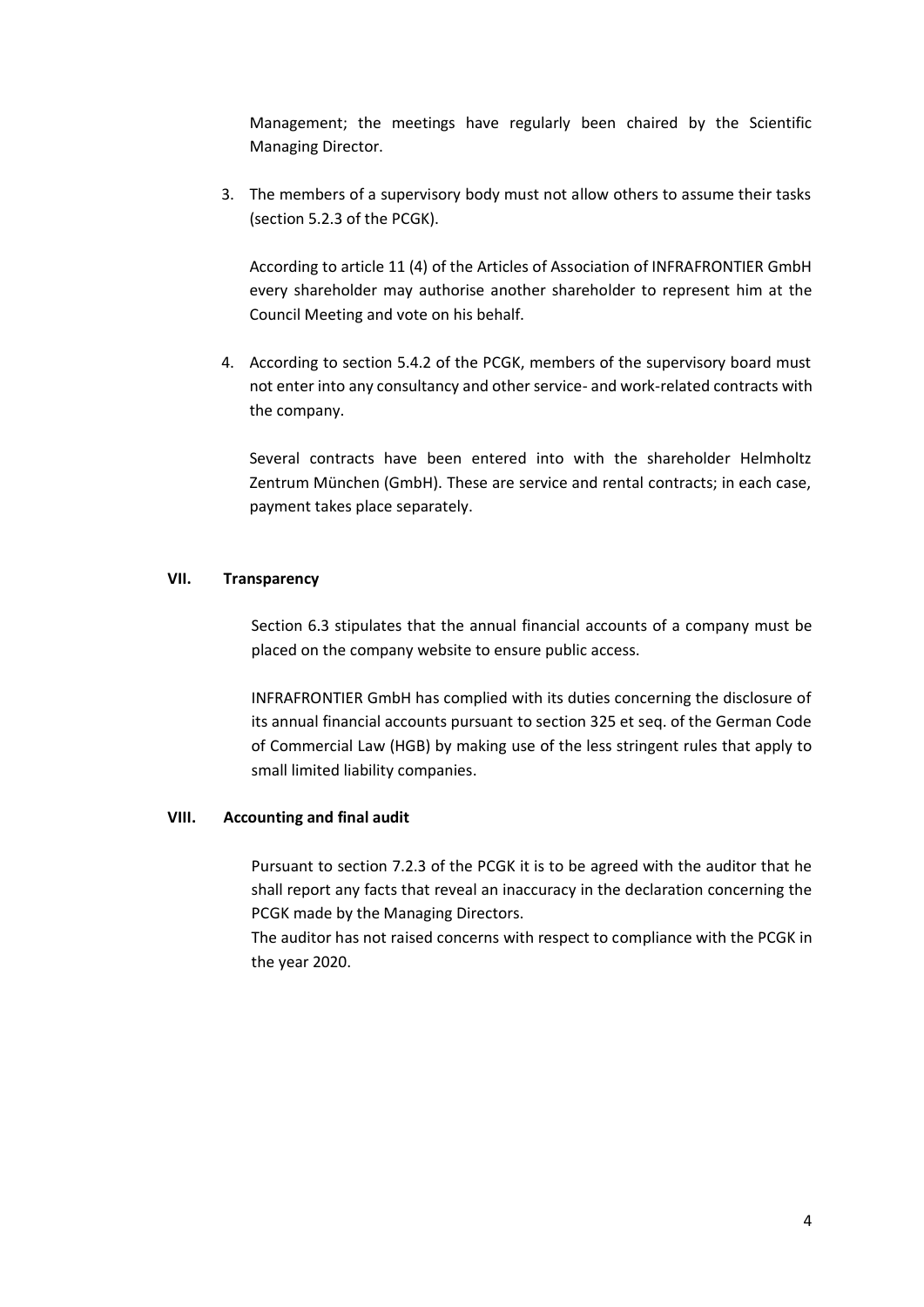Management; the meetings have regularly been chaired by the Scientific Managing Director.

3. The members of a supervisory body must not allow others to assume their tasks (section 5.2.3 of the PCGK).

   According to article 11 (4) of the Articles of Association of INFRAFRONTIER GmbH every shareholder may authorise another shareholder to represent him at the Council Meeting and vote on his behalf.

4. According to section 5.4.2 of the PCGK, members of the supervisory board must not enter into any consultancy and other service- and work-related contracts with the company.

   Several contracts have been entered into with the shareholder Helmholtz Zentrum München (GmbH). These are service and rental contracts; in each case, payment takes place separately.

## VII. Transparency

Section 6.3 stipulates that the annual financial accounts of a company must be placed on the company website to ensure public access.

INFRAFRONTIER GmbH has complied with its duties concerning the disclosure of its annual financial accounts pursuant to section 325 et seq. of the German Code of Commercial Law (HGB) by making use of the less stringent rules that apply to small limited liability companies.

## VIII. Accounting and final audit

Pursuant to section 7.2.3 of the PCGK it is to be agreed with the auditor that he shall report any facts that reveal an inaccuracy in the declaration concerning the PCGK made by the Managing Directors.
The auditor has not raised concerns with respect to compliance with the PCGK in the year 2020.